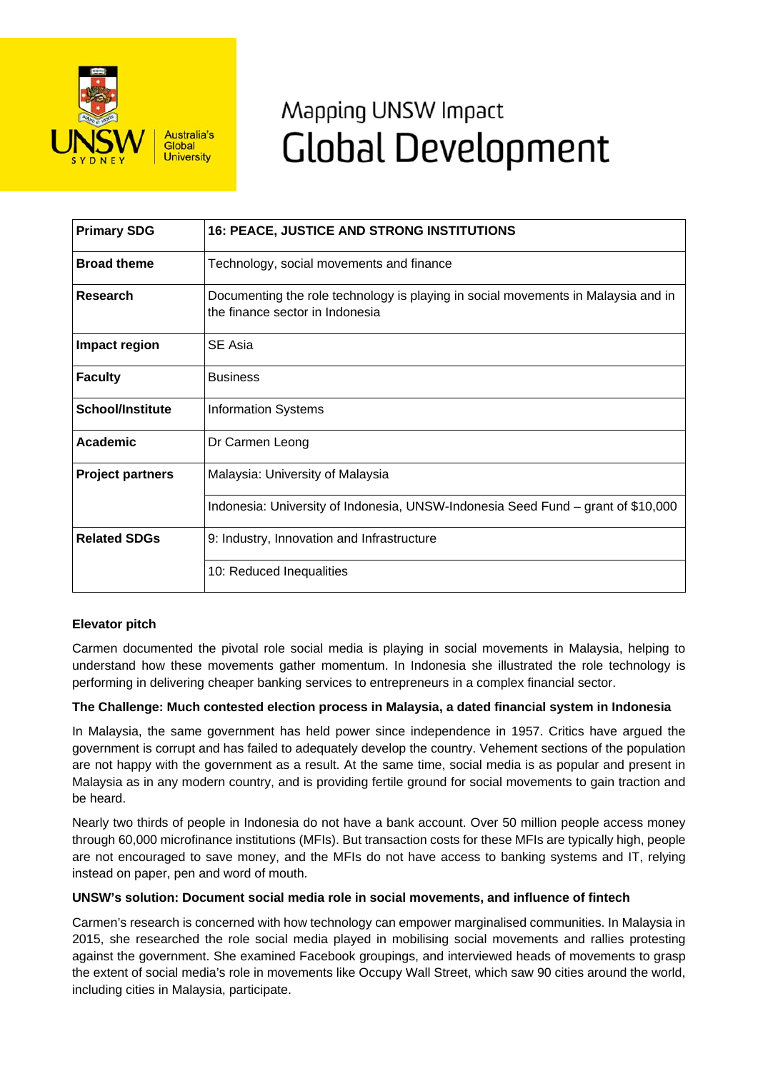# Mapping UNSW Impact
# Global Development

| Primary SDG | 16: PEACE, JUSTICE AND STRONG INSTITUTIONS |
|---|---|
| Broad theme | Technology, social movements and finance |
| Research | Documenting the role technology is playing in social movements in Malaysia and in the finance sector in Indonesia |
| Impact region | SE Asia |
| Faculty | Business |
| School/Institute | Information Systems |
| Academic | Dr Carmen Leong |
| Project partners | Malaysia: University of Malaysia |
| | Indonesia: University of Indonesia, UNSW-Indonesia Seed Fund – grant of $10,000 |
| Related SDGs | 9: Industry, Innovation and Infrastructure |
| | 10: Reduced Inequalities |

**Elevator pitch**

Carmen documented the pivotal role social media is playing in social movements in Malaysia, helping to understand how these movements gather momentum. In Indonesia she illustrated the role technology is performing in delivering cheaper banking services to entrepreneurs in a complex financial sector.

**The Challenge: Much contested election process in Malaysia, a dated financial system in Indonesia**

In Malaysia, the same government has held power since independence in 1957. Critics have argued the government is corrupt and has failed to adequately develop the country. Vehement sections of the population are not happy with the government as a result. At the same time, social media is as popular and present in Malaysia as in any modern country, and is providing fertile ground for social movements to gain traction and be heard.

Nearly two thirds of people in Indonesia do not have a bank account. Over 50 million people access money through 60,000 microfinance institutions (MFIs). But transaction costs for these MFIs are typically high, people are not encouraged to save money, and the MFIs do not have access to banking systems and IT, relying instead on paper, pen and word of mouth.

**UNSW's solution: Document social media role in social movements, and influence of fintech**

Carmen's research is concerned with how technology can empower marginalised communities. In Malaysia in 2015, she researched the role social media played in mobilising social movements and rallies protesting against the government. She examined Facebook groupings, and interviewed heads of movements to grasp the extent of social media's role in movements like Occupy Wall Street, which saw 90 cities around the world, including cities in Malaysia, participate.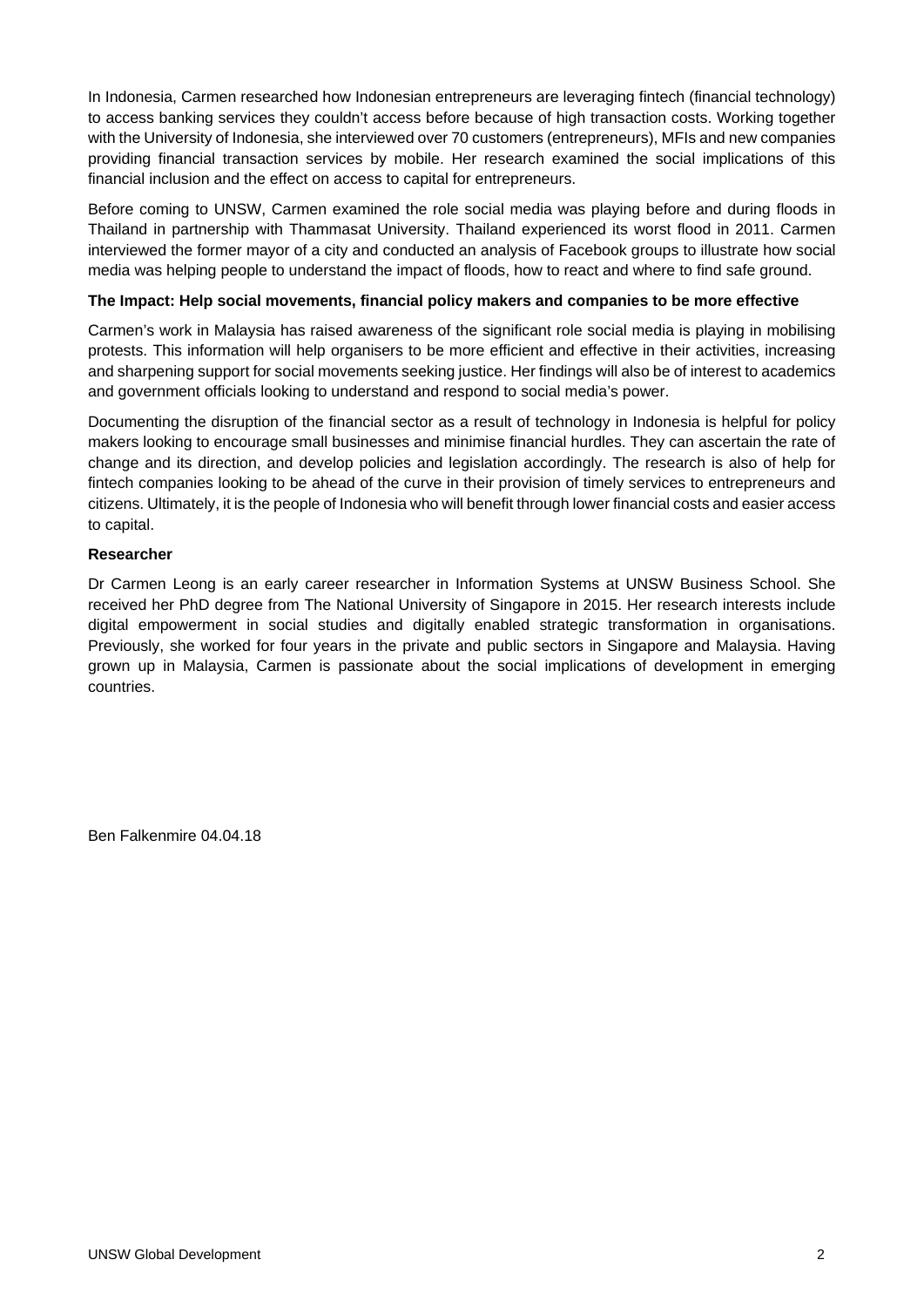In Indonesia, Carmen researched how Indonesian entrepreneurs are leveraging fintech (financial technology) to access banking services they couldn't access before because of high transaction costs. Working together with the University of Indonesia, she interviewed over 70 customers (entrepreneurs), MFIs and new companies providing financial transaction services by mobile. Her research examined the social implications of this financial inclusion and the effect on access to capital for entrepreneurs.

Before coming to UNSW, Carmen examined the role social media was playing before and during floods in Thailand in partnership with Thammasat University. Thailand experienced its worst flood in 2011. Carmen interviewed the former mayor of a city and conducted an analysis of Facebook groups to illustrate how social media was helping people to understand the impact of floods, how to react and where to find safe ground.

**The Impact: Help social movements, financial policy makers and companies to be more effective**

Carmen's work in Malaysia has raised awareness of the significant role social media is playing in mobilising protests. This information will help organisers to be more efficient and effective in their activities, increasing and sharpening support for social movements seeking justice. Her findings will also be of interest to academics and government officials looking to understand and respond to social media's power.

Documenting the disruption of the financial sector as a result of technology in Indonesia is helpful for policy makers looking to encourage small businesses and minimise financial hurdles. They can ascertain the rate of change and its direction, and develop policies and legislation accordingly. The research is also of help for fintech companies looking to be ahead of the curve in their provision of timely services to entrepreneurs and citizens. Ultimately, it is the people of Indonesia who will benefit through lower financial costs and easier access to capital.

**Researcher**

Dr Carmen Leong is an early career researcher in Information Systems at UNSW Business School. She received her PhD degree from The National University of Singapore in 2015. Her research interests include digital empowerment in social studies and digitally enabled strategic transformation in organisations. Previously, she worked for four years in the private and public sectors in Singapore and Malaysia. Having grown up in Malaysia, Carmen is passionate about the social implications of development in emerging countries.

Ben Falkenmire 04.04.18